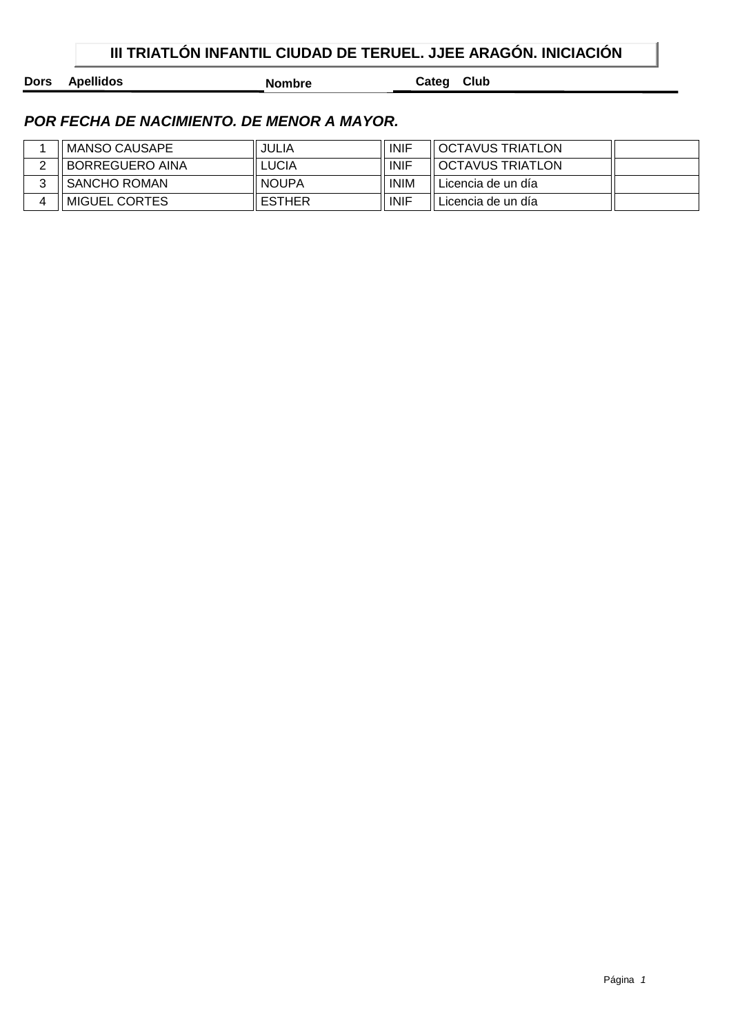# III TRIATLÓN INFANTIL CIUDAD DE TERUEL. JJEE ARAGÓN. INICIACIÓN

***POR FECHA DE NACIMIENTO. DE MENOR A MAYOR.***

| Dors | Apellidos | Nombre | Categ | Club | |
|---|---|---|---|---|---|
| 1 | MANSO CAUSAPE | JULIA | INIF | OCTAVUS TRIATLON | |
| 2 | BORREGUERO AINA | LUCIA | INIF | OCTAVUS TRIATLON | |
| 3 | SANCHO ROMAN | NOUPA | INIM | Licencia de un día | |
| 4 | MIGUEL CORTES | ESTHER | INIF | Licencia de un día | |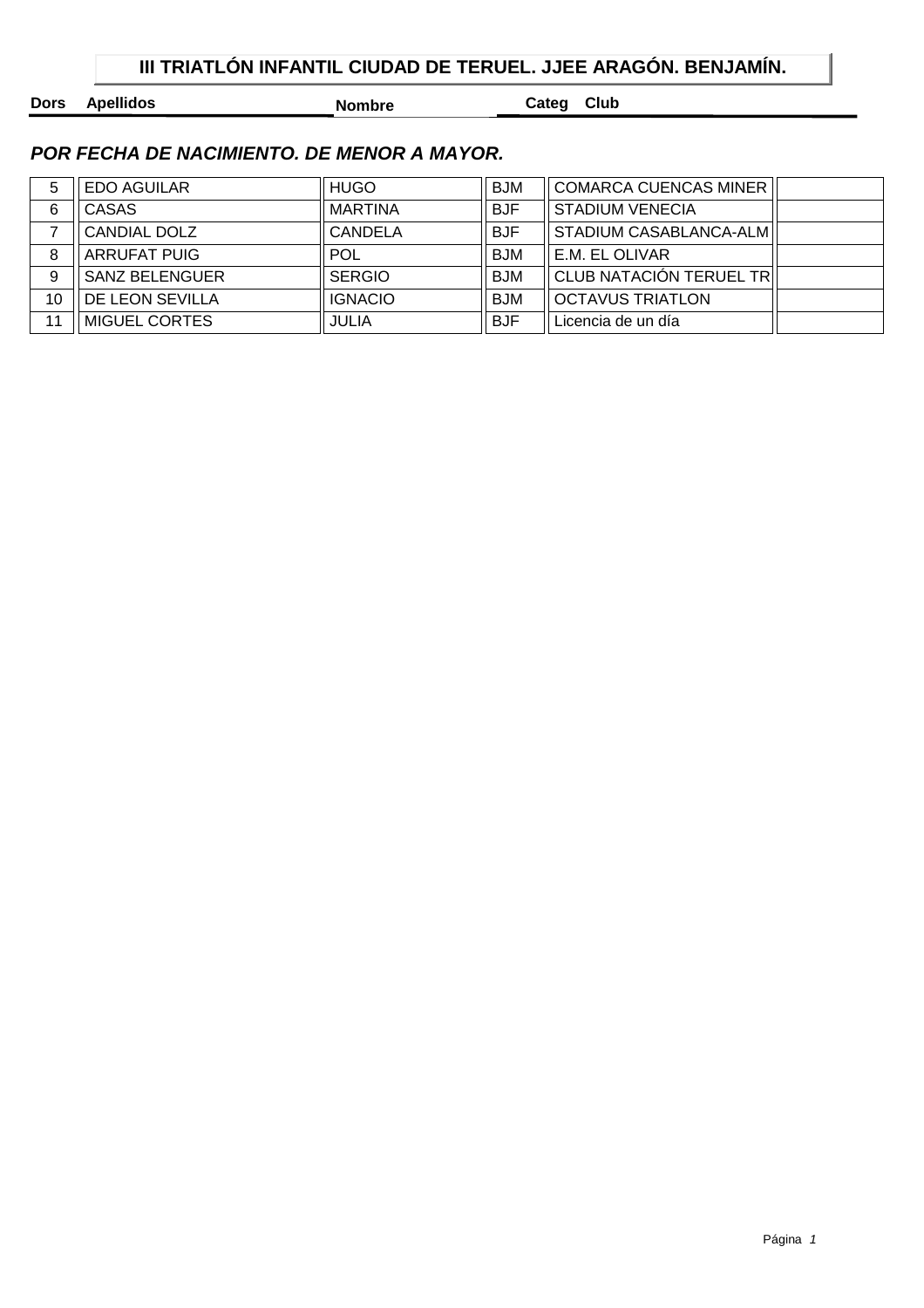# III TRIATLÓN INFANTIL CIUDAD DE TERUEL. JJEE ARAGÓN. BENJAMÍN.

***POR FECHA DE NACIMIENTO. DE MENOR A MAYOR.***

| Dors | Apellidos | Nombre | Categ | Club | |
|---|---|---|---|---|---|
| 5 | EDO AGUILAR | HUGO | BJM | COMARCA CUENCAS MINER | |
| 6 | CASAS | MARTINA | BJF | STADIUM VENECIA | |
| 7 | CANDIAL DOLZ | CANDELA | BJF | STADIUM CASABLANCA-ALM | |
| 8 | ARRUFAT PUIG | POL | BJM | E.M. EL OLIVAR | |
| 9 | SANZ BELENGUER | SERGIO | BJM | CLUB NATACIÓN TERUEL TR | |
| 10 | DE LEON SEVILLA | IGNACIO | BJM | OCTAVUS TRIATLON | |
| 11 | MIGUEL CORTES | JULIA | BJF | Licencia de un día | |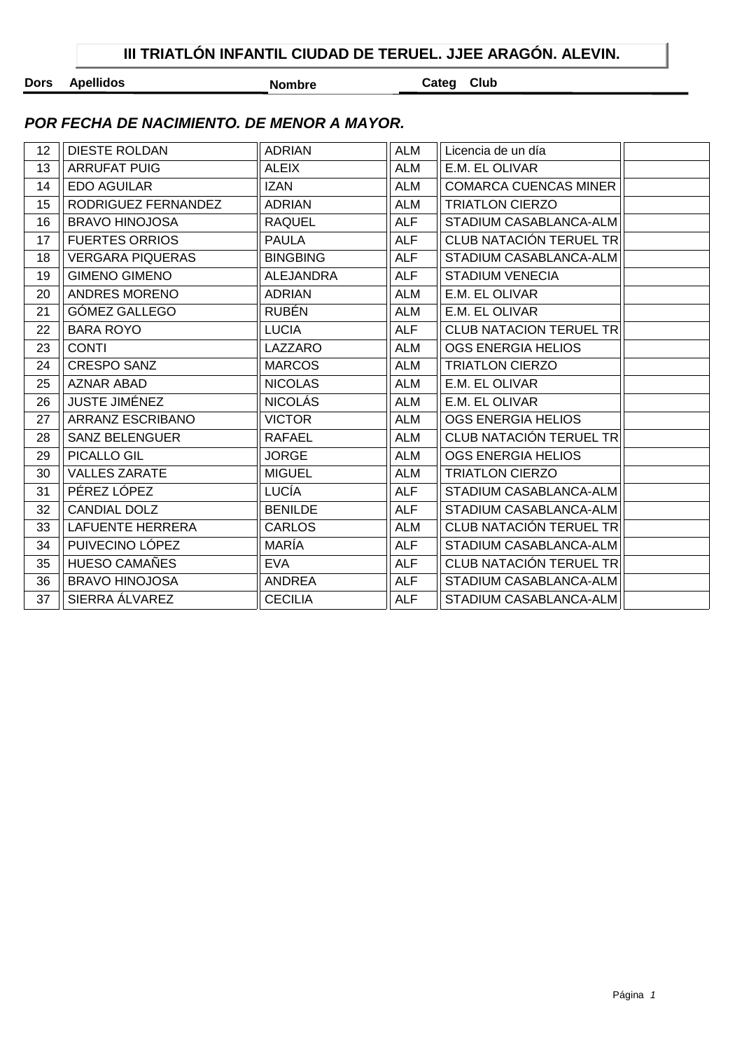# III TRIATLÓN INFANTIL CIUDAD DE TERUEL. JJEE ARAGÓN. ALEVIN.

***POR FECHA DE NACIMIENTO. DE MENOR A MAYOR.***

| Dors | Apellidos | Nombre | Categ | Club | |
|---|---|---|---|---|---|
| 12 | DIESTE ROLDAN | ADRIAN | ALM | Licencia de un día | |
| 13 | ARRUFAT PUIG | ALEIX | ALM | E.M. EL OLIVAR | |
| 14 | EDO AGUILAR | IZAN | ALM | COMARCA CUENCAS MINER | |
| 15 | RODRIGUEZ FERNANDEZ | ADRIAN | ALM | TRIATLON CIERZO | |
| 16 | BRAVO HINOJOSA | RAQUEL | ALF | STADIUM CASABLANCA-ALM | |
| 17 | FUERTES ORRIOS | PAULA | ALF | CLUB NATACIÓN TERUEL TR | |
| 18 | VERGARA PIQUERAS | BINGBING | ALF | STADIUM CASABLANCA-ALM | |
| 19 | GIMENO GIMENO | ALEJANDRA | ALF | STADIUM VENECIA | |
| 20 | ANDRES MORENO | ADRIAN | ALM | E.M. EL OLIVAR | |
| 21 | GÓMEZ GALLEGO | RUBÉN | ALM | E.M. EL OLIVAR | |
| 22 | BARA ROYO | LUCIA | ALF | CLUB NATACION TERUEL TR | |
| 23 | CONTI | LAZZARO | ALM | OGS ENERGIA HELIOS | |
| 24 | CRESPO SANZ | MARCOS | ALM | TRIATLON CIERZO | |
| 25 | AZNAR ABAD | NICOLAS | ALM | E.M. EL OLIVAR | |
| 26 | JUSTE JIMÉNEZ | NICOLÁS | ALM | E.M. EL OLIVAR | |
| 27 | ARRANZ ESCRIBANO | VICTOR | ALM | OGS ENERGIA HELIOS | |
| 28 | SANZ BELENGUER | RAFAEL | ALM | CLUB NATACIÓN TERUEL TR | |
| 29 | PICALLO GIL | JORGE | ALM | OGS ENERGIA HELIOS | |
| 30 | VALLES ZARATE | MIGUEL | ALM | TRIATLON CIERZO | |
| 31 | PÉREZ LÓPEZ | LUCÍA | ALF | STADIUM CASABLANCA-ALM | |
| 32 | CANDIAL DOLZ | BENILDE | ALF | STADIUM CASABLANCA-ALM | |
| 33 | LAFUENTE HERRERA | CARLOS | ALM | CLUB NATACIÓN TERUEL TR | |
| 34 | PUIVECINO LÓPEZ | MARÍA | ALF | STADIUM CASABLANCA-ALM | |
| 35 | HUESO CAMAÑES | EVA | ALF | CLUB NATACIÓN TERUEL TR | |
| 36 | BRAVO HINOJOSA | ANDREA | ALF | STADIUM CASABLANCA-ALM | |
| 37 | SIERRA ÁLVAREZ | CECILIA | ALF | STADIUM CASABLANCA-ALM | |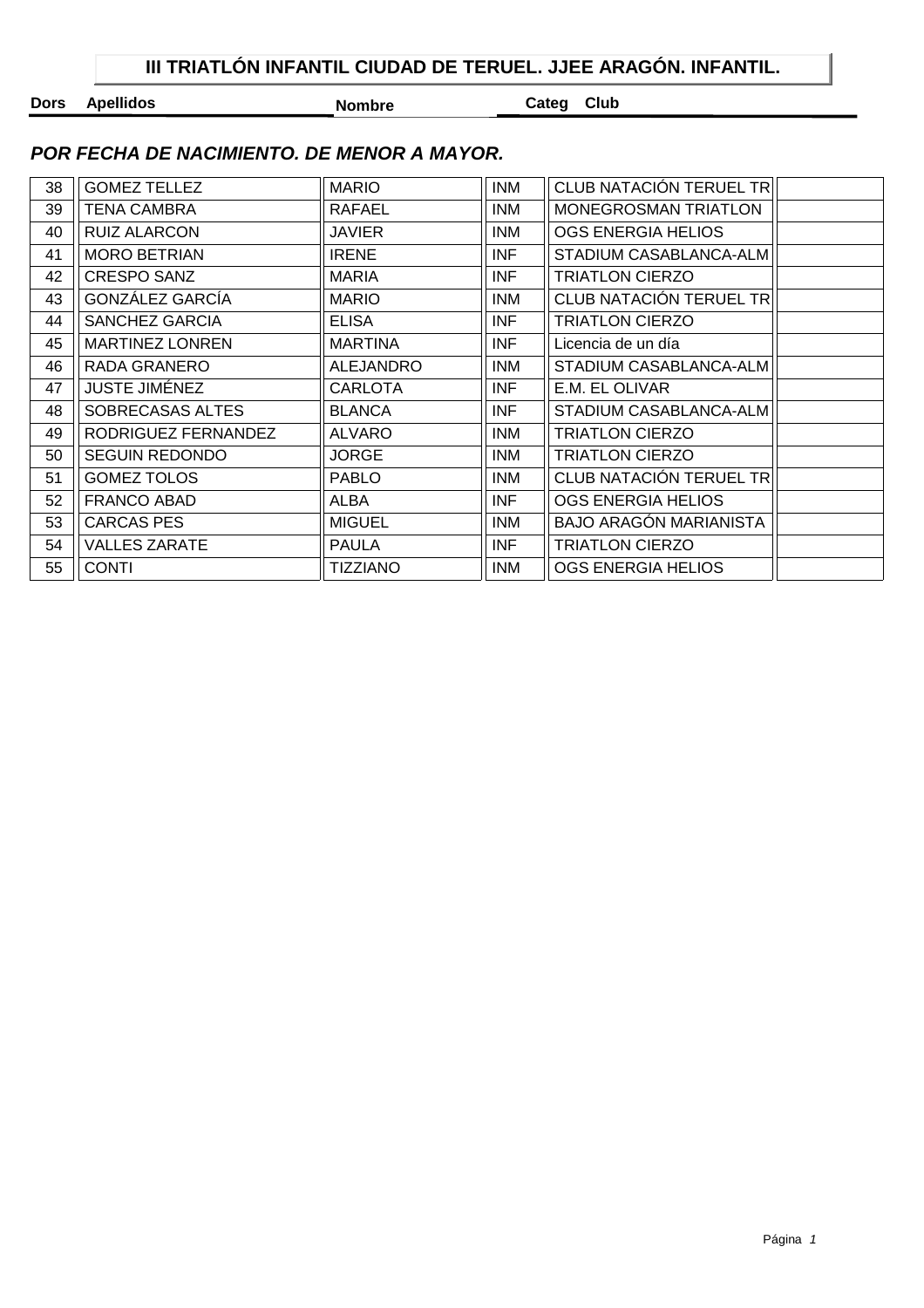# III TRIATLÓN INFANTIL CIUDAD DE TERUEL. JJEE ARAGÓN. INFANTIL.

***POR FECHA DE NACIMIENTO. DE MENOR A MAYOR.***

| Dors | Apellidos | Nombre | Categ | Club | |
|---|---|---|---|---|---|
| 38 | GOMEZ TELLEZ | MARIO | INM | CLUB NATACIÓN TERUEL TR | |
| 39 | TENA CAMBRA | RAFAEL | INM | MONEGROSMAN TRIATLON | |
| 40 | RUIZ ALARCON | JAVIER | INM | OGS ENERGIA HELIOS | |
| 41 | MORO BETRIAN | IRENE | INF | STADIUM CASABLANCA-ALM | |
| 42 | CRESPO SANZ | MARIA | INF | TRIATLON CIERZO | |
| 43 | GONZÁLEZ GARCÍA | MARIO | INM | CLUB NATACIÓN TERUEL TR | |
| 44 | SANCHEZ GARCIA | ELISA | INF | TRIATLON CIERZO | |
| 45 | MARTINEZ LONREN | MARTINA | INF | Licencia de un día | |
| 46 | RADA GRANERO | ALEJANDRO | INM | STADIUM CASABLANCA-ALM | |
| 47 | JUSTE JIMÉNEZ | CARLOTA | INF | E.M. EL OLIVAR | |
| 48 | SOBRECASAS ALTES | BLANCA | INF | STADIUM CASABLANCA-ALM | |
| 49 | RODRIGUEZ FERNANDEZ | ALVARO | INM | TRIATLON CIERZO | |
| 50 | SEGUIN REDONDO | JORGE | INM | TRIATLON CIERZO | |
| 51 | GOMEZ TOLOS | PABLO | INM | CLUB NATACIÓN TERUEL TR | |
| 52 | FRANCO ABAD | ALBA | INF | OGS ENERGIA HELIOS | |
| 53 | CARCAS PES | MIGUEL | INM | BAJO ARAGÓN MARIANISTA | |
| 54 | VALLES ZARATE | PAULA | INF | TRIATLON CIERZO | |
| 55 | CONTI | TIZZIANO | INM | OGS ENERGIA HELIOS | |